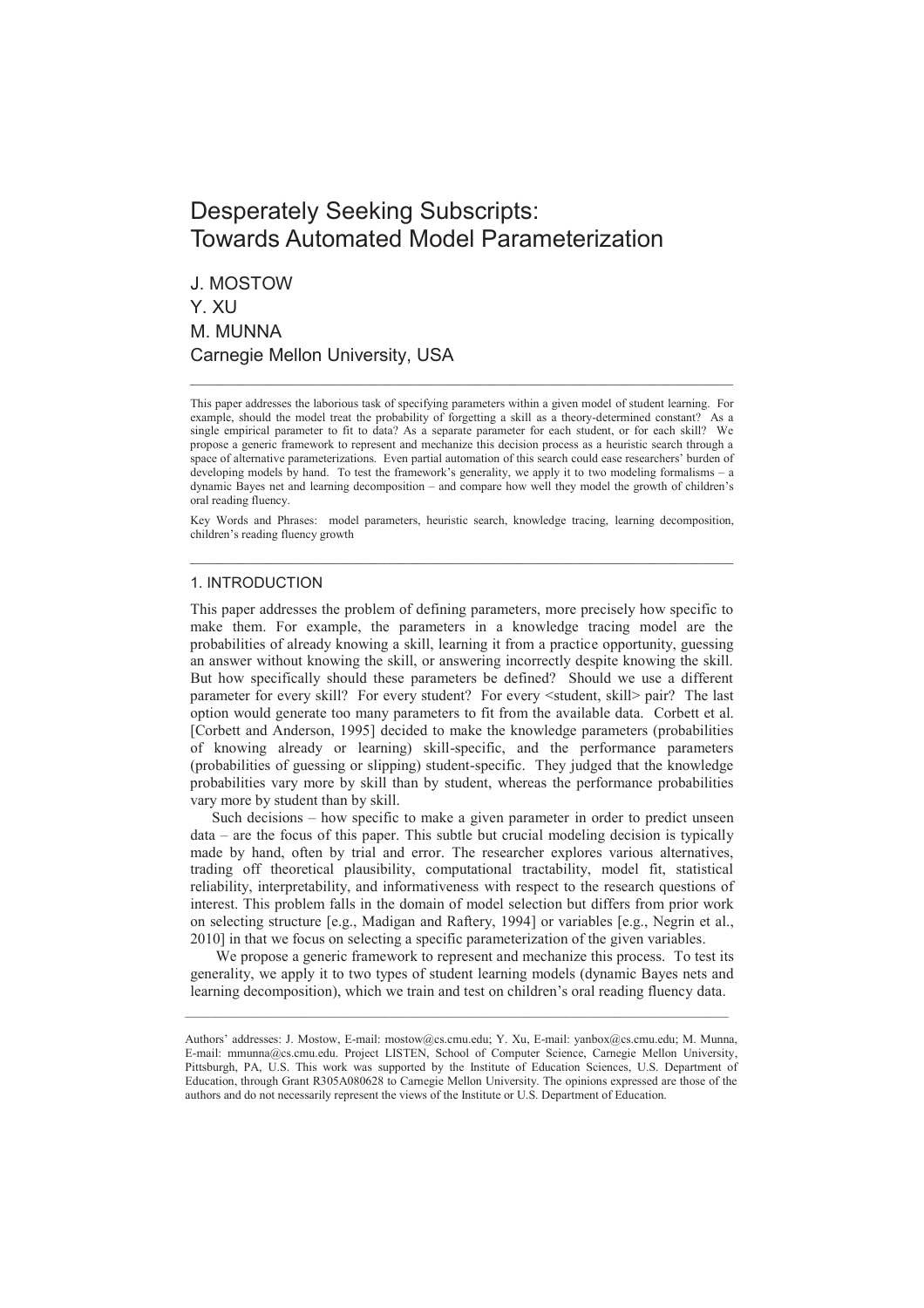# Desperately Seeking Subscripts: Towards Automated Model Parameterization

J. MOSTOW
Y. XU
M. MUNNA
Carnegie Mellon University, USA

---

This paper addresses the laborious task of specifying parameters within a given model of student learning. For example, should the model treat the probability of forgetting a skill as a theory-determined constant? As a single empirical parameter to fit to data? As a separate parameter for each student, or for each skill? We propose a generic framework to represent and mechanize this decision process as a heuristic search through a space of alternative parameterizations. Even partial automation of this search could ease researchers' burden of developing models by hand. To test the framework's generality, we apply it to two modeling formalisms – a dynamic Bayes net and learning decomposition – and compare how well they model the growth of children's oral reading fluency.

Key Words and Phrases: model parameters, heuristic search, knowledge tracing, learning decomposition, children's reading fluency growth

---

## 1. INTRODUCTION

This paper addresses the problem of defining parameters, more precisely how specific to make them. For example, the parameters in a knowledge tracing model are the probabilities of already knowing a skill, learning it from a practice opportunity, guessing an answer without knowing the skill, or answering incorrectly despite knowing the skill. But how specifically should these parameters be defined? Should we use a different parameter for every skill? For every student? For every <student, skill> pair? The last option would generate too many parameters to fit from the available data. Corbett et al. [Corbett and Anderson, 1995] decided to make the knowledge parameters (probabilities of knowing already or learning) skill-specific, and the performance parameters (probabilities of guessing or slipping) student-specific. They judged that the knowledge probabilities vary more by skill than by student, whereas the performance probabilities vary more by student than by skill.

Such decisions – how specific to make a given parameter in order to predict unseen data – are the focus of this paper. This subtle but crucial modeling decision is typically made by hand, often by trial and error. The researcher explores various alternatives, trading off theoretical plausibility, computational tractability, model fit, statistical reliability, interpretability, and informativeness with respect to the research questions of interest. This problem falls in the domain of model selection but differs from prior work on selecting structure [e.g., Madigan and Raftery, 1994] or variables [e.g., Negrin et al., 2010] in that we focus on selecting a specific parameterization of the given variables.

We propose a generic framework to represent and mechanize this process. To test its generality, we apply it to two types of student learning models (dynamic Bayes nets and learning decomposition), which we train and test on children's oral reading fluency data.

---

Authors' addresses: J. Mostow, E-mail: mostow@cs.cmu.edu; Y. Xu, E-mail: yanbox@cs.cmu.edu; M. Munna, E-mail: mmunna@cs.cmu.edu. Project LISTEN, School of Computer Science, Carnegie Mellon University, Pittsburgh, PA, U.S. This work was supported by the Institute of Education Sciences, U.S. Department of Education, through Grant R305A080628 to Carnegie Mellon University. The opinions expressed are those of the authors and do not necessarily represent the views of the Institute or U.S. Department of Education.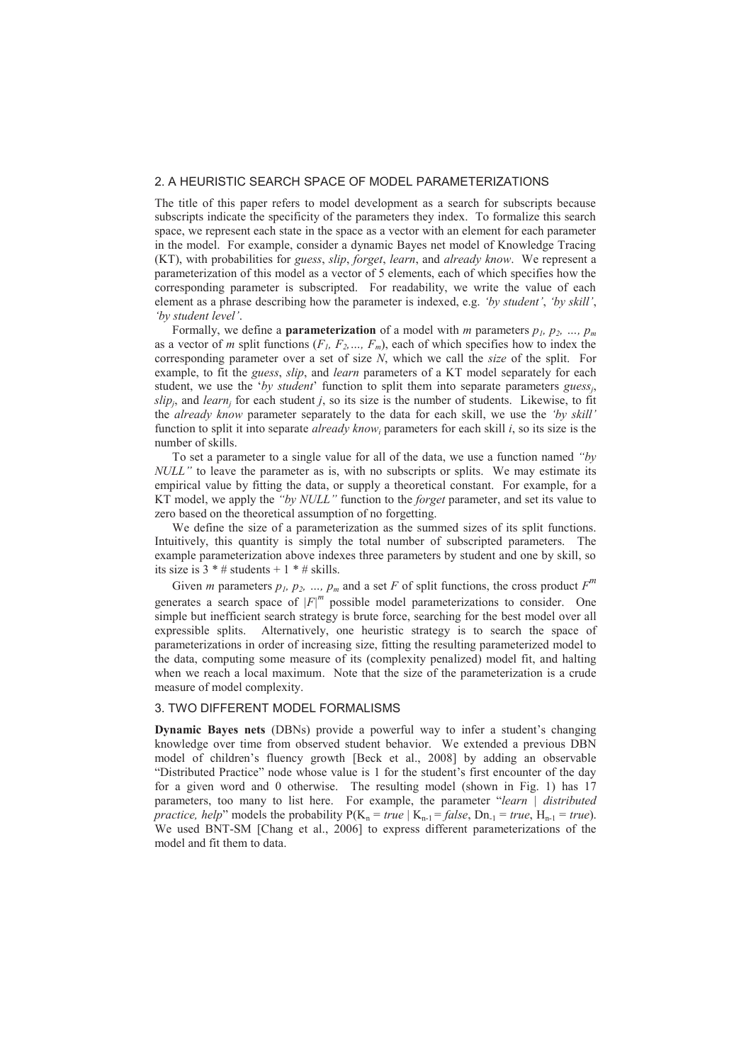## 2. A HEURISTIC SEARCH SPACE OF MODEL PARAMETERIZATIONS

The title of this paper refers to model development as a search for subscripts because subscripts indicate the specificity of the parameters they index. To formalize this search space, we represent each state in the space as a vector with an element for each parameter in the model. For example, consider a dynamic Bayes net model of Knowledge Tracing (KT), with probabilities for *guess*, *slip*, *forget*, *learn*, and *already know*. We represent a parameterization of this model as a vector of 5 elements, each of which specifies how the corresponding parameter is subscripted. For readability, we write the value of each element as a phrase describing how the parameter is indexed, e.g. *'by student'*, *'by skill'*, *'by student level'*.

Formally, we define a **parameterization** of a model with *m* parameters $p_1, p_2, \ldots, p_m$ as a vector of *m* split functions ($F_1, F_2, \ldots, F_m$), each of which specifies how to index the corresponding parameter over a set of size *N*, which we call the *size* of the split. For example, to fit the *guess*, *slip*, and *learn* parameters of a KT model separately for each student, we use the '*by student*' function to split them into separate parameters $guess_j$, $slip_j$, and $learn_j$ for each student *j*, so its size is the number of students. Likewise, to fit the *already know* parameter separately to the data for each skill, we use the *'by skill'* function to split it into separate *already know*$_i$ parameters for each skill *i*, so its size is the number of skills.

To set a parameter to a single value for all of the data, we use a function named *"by NULL"* to leave the parameter as is, with no subscripts or splits. We may estimate its empirical value by fitting the data, or supply a theoretical constant. For example, for a KT model, we apply the *"by NULL"* function to the *forget* parameter, and set its value to zero based on the theoretical assumption of no forgetting.

We define the size of a parameterization as the summed sizes of its split functions. Intuitively, this quantity is simply the total number of subscripted parameters. The example parameterization above indexes three parameters by student and one by skill, so its size is 3 * # students + 1 * # skills.

Given *m* parameters $p_1, p_2, \ldots, p_m$ and a set *F* of split functions, the cross product $F^m$ generates a search space of $|F|^m$ possible model parameterizations to consider. One simple but inefficient search strategy is brute force, searching for the best model over all expressible splits. Alternatively, one heuristic strategy is to search the space of parameterizations in order of increasing size, fitting the resulting parameterized model to the data, computing some measure of its (complexity penalized) model fit, and halting when we reach a local maximum. Note that the size of the parameterization is a crude measure of model complexity.

## 3. TWO DIFFERENT MODEL FORMALISMS

**Dynamic Bayes nets** (DBNs) provide a powerful way to infer a student's changing knowledge over time from observed student behavior. We extended a previous DBN model of children's fluency growth [Beck et al., 2008] by adding an observable "Distributed Practice" node whose value is 1 for the student's first encounter of the day for a given word and 0 otherwise. The resulting model (shown in Fig. 1) has 17 parameters, too many to list here. For example, the parameter "*learn* | *distributed practice, help*" models the probability $P(K_n = true \mid K_{n-1} = false, Dn_{-1} = true, H_{n-1} = true)$. We used BNT-SM [Chang et al., 2006] to express different parameterizations of the model and fit them to data.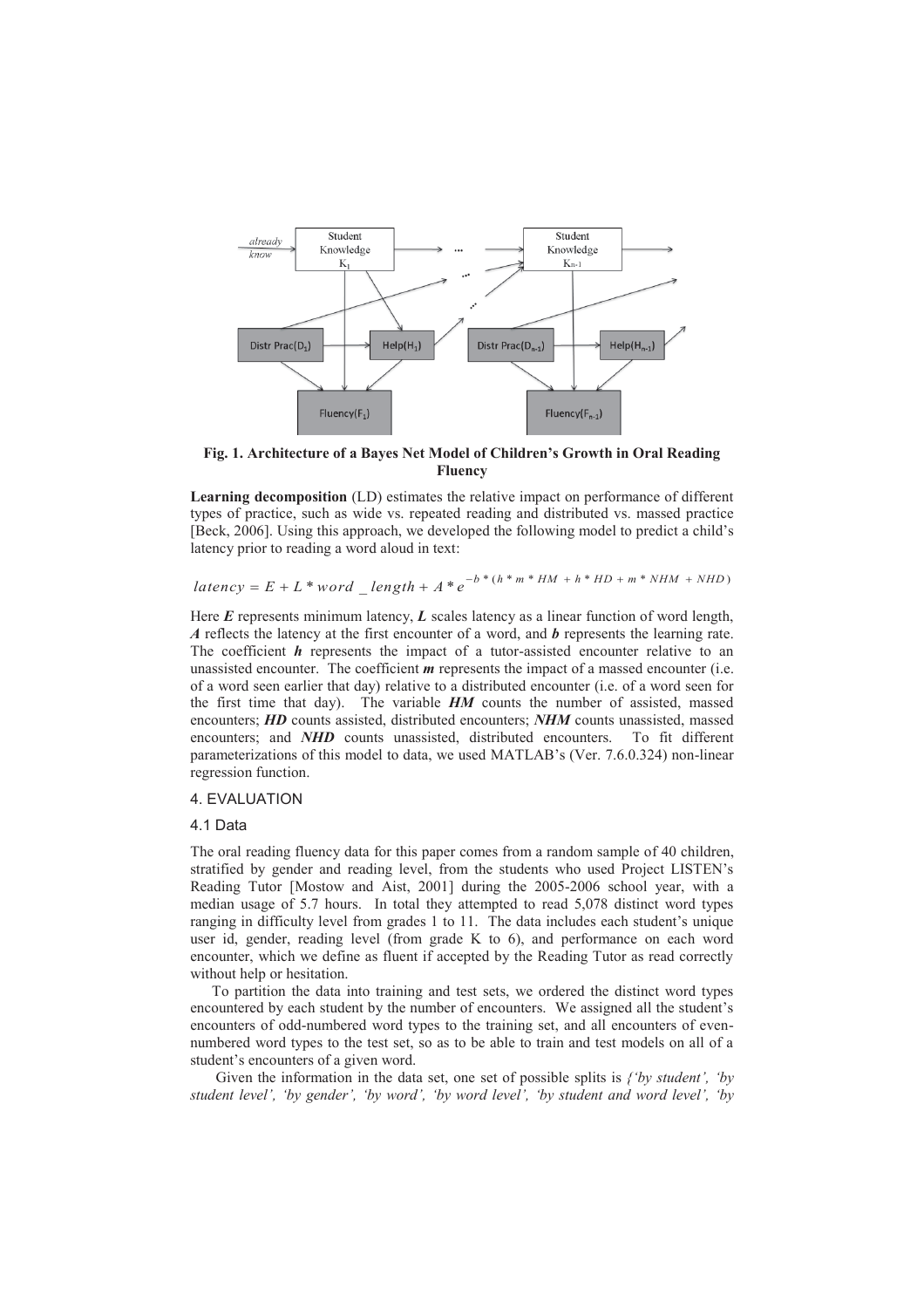**Fig. 1. Architecture of a Bayes Net Model of Children's Growth in Oral Reading Fluency**

**Learning decomposition** (LD) estimates the relative impact on performance of different types of practice, such as wide vs. repeated reading and distributed vs. massed practice [Beck, 2006]. Using this approach, we developed the following model to predict a child's latency prior to reading a word aloud in text:

$$latency = E + L * word\_length + A * e^{-b * (h * m * HM + h * HD + m * NHM + NHD)}$$

Here ***E*** represents minimum latency, ***L*** scales latency as a linear function of word length, ***A*** reflects the latency at the first encounter of a word, and ***b*** represents the learning rate. The coefficient ***h*** represents the impact of a tutor-assisted encounter relative to an unassisted encounter. The coefficient ***m*** represents the impact of a massed encounter (i.e. of a word seen earlier that day) relative to a distributed encounter (i.e. of a word seen for the first time that day). The variable ***HM*** counts the number of assisted, massed encounters; ***HD*** counts assisted, distributed encounters; ***NHM*** counts unassisted, massed encounters; and ***NHD*** counts unassisted, distributed encounters. To fit different parameterizations of this model to data, we used MATLAB's (Ver. 7.6.0.324) non-linear regression function.

## 4. EVALUATION

### 4.1 Data

The oral reading fluency data for this paper comes from a random sample of 40 children, stratified by gender and reading level, from the students who used Project LISTEN's Reading Tutor [Mostow and Aist, 2001] during the 2005-2006 school year, with a median usage of 5.7 hours. In total they attempted to read 5,078 distinct word types ranging in difficulty level from grades 1 to 11. The data includes each student's unique user id, gender, reading level (from grade K to 6), and performance on each word encounter, which we define as fluent if accepted by the Reading Tutor as read correctly without help or hesitation.

To partition the data into training and test sets, we ordered the distinct word types encountered by each student by the number of encounters. We assigned all the student's encounters of odd-numbered word types to the training set, and all encounters of even-numbered word types to the test set, so as to be able to train and test models on all of a student's encounters of a given word.

Given the information in the data set, one set of possible splits is *{'by student', 'by student level', 'by gender', 'by word', 'by word level', 'by student and word level', 'by*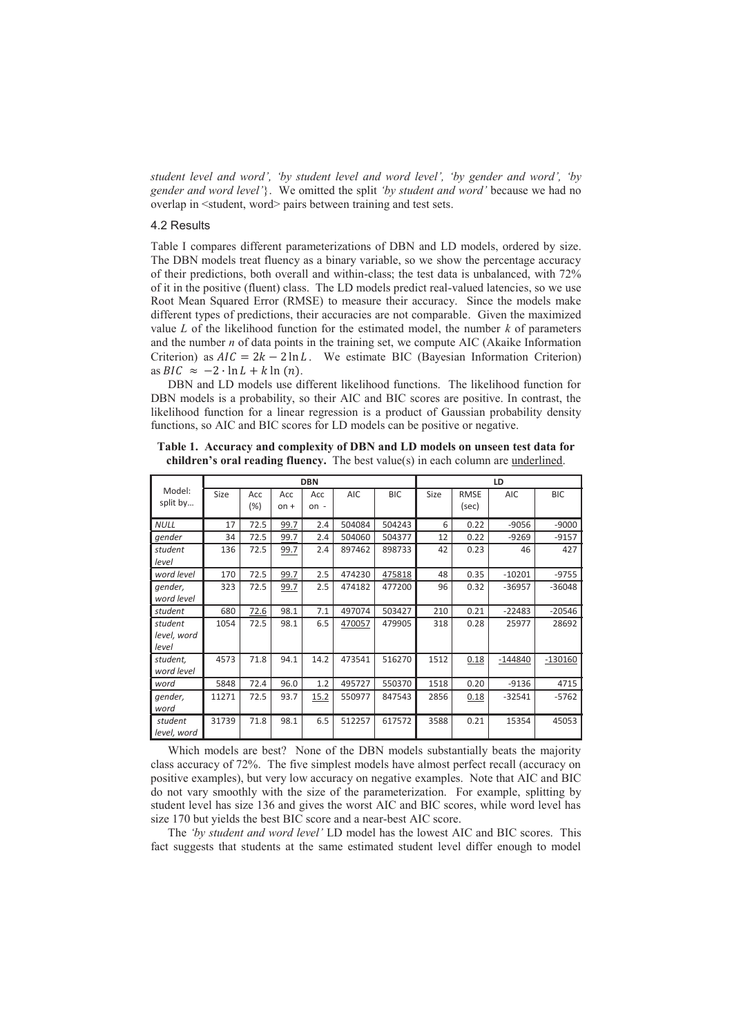*student level and word', 'by student level and word level', 'by gender and word', 'by gender and word level'*}. We omitted the split *'by student and word'* because we had no overlap in <student, word> pairs between training and test sets.

### 4.2 Results

Table I compares different parameterizations of DBN and LD models, ordered by size. The DBN models treat fluency as a binary variable, so we show the percentage accuracy of their predictions, both overall and within-class; the test data is unbalanced, with 72% of it in the positive (fluent) class. The LD models predict real-valued latencies, so we use Root Mean Squared Error (RMSE) to measure their accuracy. Since the models make different types of predictions, their accuracies are not comparable. Given the maximized value $L$ of the likelihood function for the estimated model, the number $k$ of parameters and the number $n$ of data points in the training set, we compute AIC (Akaike Information Criterion) as $AIC = 2k - 2\ln L$. We estimate BIC (Bayesian Information Criterion) as $BIC \approx -2 \cdot \ln L + k \ln(n)$.

DBN and LD models use different likelihood functions. The likelihood function for DBN models is a probability, so their AIC and BIC scores are positive. In contrast, the likelihood function for a linear regression is a product of Gaussian probability density functions, so AIC and BIC scores for LD models can be positive or negative.

**Table 1. Accuracy and complexity of DBN and LD models on unseen test data for children's oral reading fluency.** The best value(s) in each column are underlined.

| Model: split by… | DBN | | | | | | LD | | | |
|---|---|---|---|---|---|---|---|---|---|---|
| | Size | Acc (%) | Acc on + | Acc on - | AIC | BIC | Size | RMSE (sec) | AIC | BIC |
| *NULL* | 17 | 72.5 | <u>99.7</u> | 2.4 | 504084 | 504243 | 6 | 0.22 | -9056 | -9000 |
| *gender* | 34 | 72.5 | <u>99.7</u> | 2.4 | 504060 | 504377 | 12 | 0.22 | -9269 | -9157 |
| *student level* | 136 | 72.5 | <u>99.7</u> | 2.4 | 897462 | 898733 | 42 | 0.23 | 46 | 427 |
| *word level* | 170 | 72.5 | <u>99.7</u> | 2.5 | 474230 | <u>475818</u> | 48 | 0.35 | -10201 | -9755 |
| *gender, word level* | 323 | 72.5 | <u>99.7</u> | 2.5 | 474182 | 477200 | 96 | 0.32 | -36957 | -36048 |
| *student* | 680 | <u>72.6</u> | 98.1 | 7.1 | 497074 | 503427 | 210 | 0.21 | -22483 | -20546 |
| *student level, word level* | 1054 | 72.5 | 98.1 | 6.5 | <u>470057</u> | 479905 | 318 | 0.28 | 25977 | 28692 |
| *student, word level* | 4573 | 71.8 | 94.1 | 14.2 | 473541 | 516270 | 1512 | <u>0.18</u> | <u>-144840</u> | <u>-130160</u> |
| *word* | 5848 | 72.4 | 96.0 | 1.2 | 495727 | 550370 | 1518 | 0.20 | -9136 | 4715 |
| *gender, word* | 11271 | 72.5 | 93.7 | <u>15.2</u> | 550977 | 847543 | 2856 | <u>0.18</u> | -32541 | -5762 |
| *student level, word* | 31739 | 71.8 | 98.1 | 6.5 | 512257 | 617572 | 3588 | 0.21 | 15354 | 45053 |

Which models are best? None of the DBN models substantially beats the majority class accuracy of 72%. The five simplest models have almost perfect recall (accuracy on positive examples), but very low accuracy on negative examples. Note that AIC and BIC do not vary smoothly with the size of the parameterization. For example, splitting by student level has size 136 and gives the worst AIC and BIC scores, while word level has size 170 but yields the best BIC score and a near-best AIC score.

The *'by student and word level'* LD model has the lowest AIC and BIC scores. This fact suggests that students at the same estimated student level differ enough to model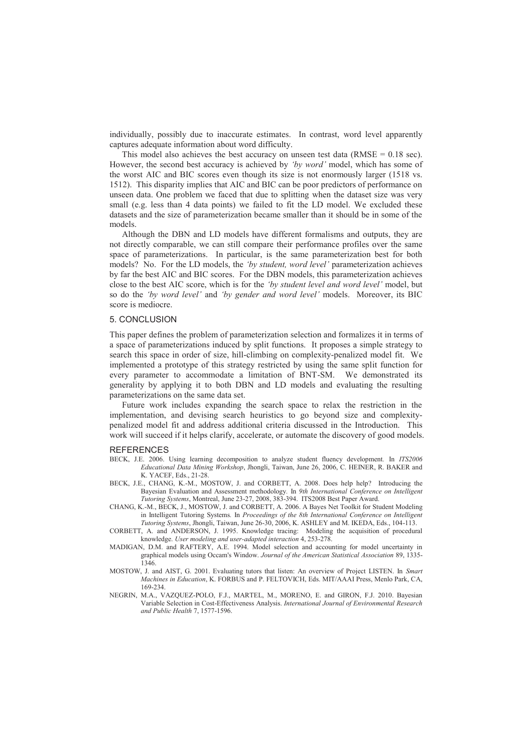individually, possibly due to inaccurate estimates. In contrast, word level apparently captures adequate information about word difficulty.

This model also achieves the best accuracy on unseen test data (RMSE = 0.18 sec). However, the second best accuracy is achieved by *'by word'* model, which has some of the worst AIC and BIC scores even though its size is not enormously larger (1518 vs. 1512). This disparity implies that AIC and BIC can be poor predictors of performance on unseen data. One problem we faced that due to splitting when the dataset size was very small (e.g. less than 4 data points) we failed to fit the LD model. We excluded these datasets and the size of parameterization became smaller than it should be in some of the models.

Although the DBN and LD models have different formalisms and outputs, they are not directly comparable, we can still compare their performance profiles over the same space of parameterizations. In particular, is the same parameterization best for both models? No. For the LD models, the *'by student, word level'* parameterization achieves by far the best AIC and BIC scores. For the DBN models, this parameterization achieves close to the best AIC score, which is for the *'by student level and word level'* model, but so do the *'by word level'* and *'by gender and word level'* models. Moreover, its BIC score is mediocre.

## 5. CONCLUSION

This paper defines the problem of parameterization selection and formalizes it in terms of a space of parameterizations induced by split functions. It proposes a simple strategy to search this space in order of size, hill-climbing on complexity-penalized model fit. We implemented a prototype of this strategy restricted by using the same split function for every parameter to accommodate a limitation of BNT-SM. We demonstrated its generality by applying it to both DBN and LD models and evaluating the resulting parameterizations on the same data set.

Future work includes expanding the search space to relax the restriction in the implementation, and devising search heuristics to go beyond size and complexity-penalized model fit and address additional criteria discussed in the Introduction. This work will succeed if it helps clarify, accelerate, or automate the discovery of good models.

## REFERENCES

BECK, J.E. 2006. Using learning decomposition to analyze student fluency development. In *ITS2006 Educational Data Mining Workshop*, Jhongli, Taiwan, June 26, 2006, C. HEINER, R. BAKER and K. YACEF, Eds., 21-28.

BECK, J.E., CHANG, K.-M., MOSTOW, J. and CORBETT, A. 2008. Does help help? Introducing the Bayesian Evaluation and Assessment methodology. In *9th International Conference on Intelligent Tutoring Systems*, Montreal, June 23-27, 2008, 383-394. ITS2008 Best Paper Award.

CHANG, K.-M., BECK, J., MOSTOW, J. and CORBETT, A. 2006. A Bayes Net Toolkit for Student Modeling in Intelligent Tutoring Systems. In *Proceedings of the 8th International Conference on Intelligent Tutoring Systems*, Jhongli, Taiwan, June 26-30, 2006, K. ASHLEY and M. IKEDA, Eds., 104-113.

CORBETT, A. and ANDERSON, J. 1995. Knowledge tracing: Modeling the acquisition of procedural knowledge. *User modeling and user-adapted interaction* 4, 253-278.

MADIGAN, D.M. and RAFTERY, A.E. 1994. Model selection and accounting for model uncertainty in graphical models using Occam's Window. *Journal of the American Statistical Association* 89, 1335-1346.

MOSTOW, J. and AIST, G. 2001. Evaluating tutors that listen: An overview of Project LISTEN. In *Smart Machines in Education*, K. FORBUS and P. FELTOVICH, Eds. MIT/AAAI Press, Menlo Park, CA, 169-234.

NEGRIN, M.A., VAZQUEZ-POLO, F.J., MARTEL, M., MORENO, E. and GIRON, F.J. 2010. Bayesian Variable Selection in Cost-Effectiveness Analysis. *International Journal of Environmental Research and Public Health* 7, 1577-1596.